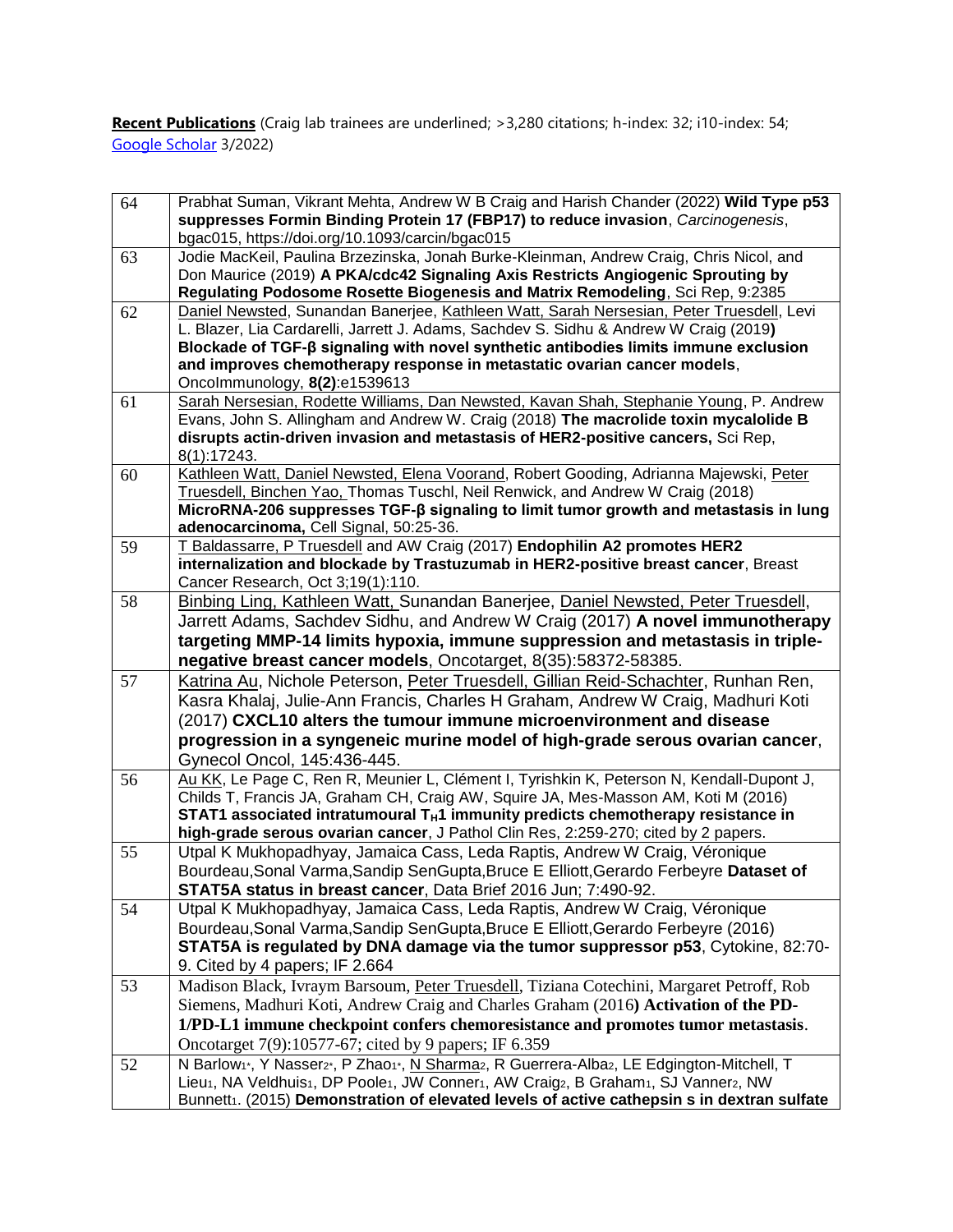**Recent Publications** (Craig lab trainees are underlined; >3,280 citations; h-index: 32; i10-index: 54; Google Scholar 3/2022)

| | |
|---|---|
| 64 | Prabhat Suman, Vikrant Mehta, Andrew W B Craig and Harish Chander (2022) **Wild Type p53 suppresses Formin Binding Protein 17 (FBP17) to reduce invasion**, *Carcinogenesis*, bgac015, https://doi.org/10.1093/carcin/bgac015 |
| 63 | Jodie MacKeil, Paulina Brzezinska, Jonah Burke-Kleinman, Andrew Craig, Chris Nicol, and Don Maurice (2019) **A PKA/cdc42 Signaling Axis Restricts Angiogenic Sprouting by Regulating Podosome Rosette Biogenesis and Matrix Remodeling**, Sci Rep, 9:2385 |
| 62 | Daniel Newsted, Sunandan Banerjee, Kathleen Watt, Sarah Nersesian, Peter Truesdell, Levi L. Blazer, Lia Cardarelli, Jarrett J. Adams, Sachdev S. Sidhu & Andrew W Craig (2019) **Blockade of TGF-β signaling with novel synthetic antibodies limits immune exclusion and improves chemotherapy response in metastatic ovarian cancer models**, OncoImmunology, **8(2)**:e1539613 |
| 61 | Sarah Nersesian, Rodette Williams, Dan Newsted, Kavan Shah, Stephanie Young, P. Andrew Evans, John S. Allingham and Andrew W. Craig (2018) **The macrolide toxin mycalolide B disrupts actin-driven invasion and metastasis of HER2-positive cancers,** Sci Rep, 8(1):17243. |
| 60 | Kathleen Watt, Daniel Newsted, Elena Voorand, Robert Gooding, Adrianna Majewski, Peter Truesdell, Binchen Yao, Thomas Tuschl, Neil Renwick, and Andrew W Craig (2018) **MicroRNA-206 suppresses TGF-β signaling to limit tumor growth and metastasis in lung adenocarcinoma,** Cell Signal, 50:25-36. |
| 59 | T Baldassarre, P Truesdell and AW Craig (2017) **Endophilin A2 promotes HER2 internalization and blockade by Trastuzumab in HER2-positive breast cancer**, Breast Cancer Research, Oct 3;19(1):110. |
| 58 | Binbing Ling, Kathleen Watt, Sunandan Banerjee, Daniel Newsted, Peter Truesdell, Jarrett Adams, Sachdev Sidhu, and Andrew W Craig (2017) **A novel immunotherapy targeting MMP-14 limits hypoxia, immune suppression and metastasis in triple-negative breast cancer models**, Oncotarget, 8(35):58372-58385. |
| 57 | Katrina Au, Nichole Peterson, Peter Truesdell, Gillian Reid-Schachter, Runhan Ren, Kasra Khalaj, Julie-Ann Francis, Charles H Graham, Andrew W Craig, Madhuri Koti (2017) **CXCL10 alters the tumour immune microenvironment and disease progression in a syngeneic murine model of high-grade serous ovarian cancer**, Gynecol Oncol, 145:436-445. |
| 56 | Au KK, Le Page C, Ren R, Meunier L, Clément I, Tyrishkin K, Peterson N, Kendall-Dupont J, Childs T, Francis JA, Graham CH, Craig AW, Squire JA, Mes-Masson AM, Koti M (2016) **STAT1 associated intratumoural $T_H1$ immunity predicts chemotherapy resistance in high-grade serous ovarian cancer**, J Pathol Clin Res, 2:259-270; cited by 2 papers. |
| 55 | Utpal K Mukhopadhyay, Jamaica Cass, Leda Raptis, Andrew W Craig, Véronique Bourdeau,Sonal Varma,Sandip SenGupta,Bruce E Elliott,Gerardo Ferbeyre **Dataset of STAT5A status in breast cancer**, Data Brief 2016 Jun; 7:490-92. |
| 54 | Utpal K Mukhopadhyay, Jamaica Cass, Leda Raptis, Andrew W Craig, Véronique Bourdeau,Sonal Varma,Sandip SenGupta,Bruce E Elliott,Gerardo Ferbeyre (2016) **STAT5A is regulated by DNA damage via the tumor suppressor p53**, Cytokine, 82:70-9. Cited by 4 papers; IF 2.664 |
| 53 | Madison Black, Ivraym Barsoum, Peter Truesdell, Tiziana Cotechini, Margaret Petroff, Rob Siemens, Madhuri Koti, Andrew Craig and Charles Graham (2016**) Activation of the PD-1/PD-L1 immune checkpoint confers chemoresistance and promotes tumor metastasis**. Oncotarget 7(9):10577-67; cited by 9 papers; IF 6.359 |
| 52 | N Barlow[1*], Y Nasser[2*], P Zhao[1*], N Sharma[2], R Guerrera-Alba[2], LE Edgington-Mitchell, T Lieu[1], NA Veldhuis[1], DP Poole[1], JW Conner[1], AW Craig[2], B Graham[1], SJ Vanner[2], NW Bunnett[1]. (2015) **Demonstration of elevated levels of active cathepsin s in dextran sulfate** |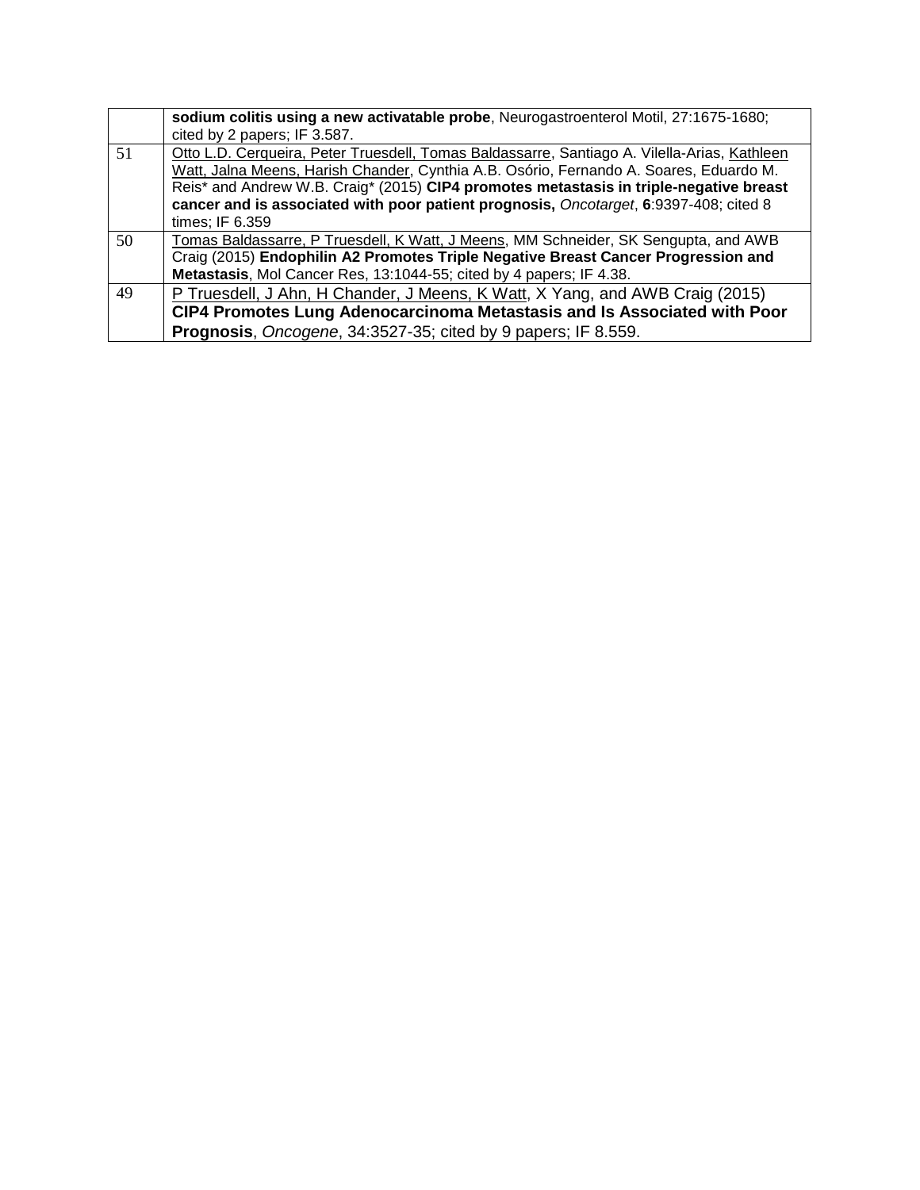| | |
|---|---|
| | **sodium colitis using a new activatable probe**, Neurogastroenterol Motil, 27:1675-1680; cited by 2 papers; IF 3.587. |
| 51 | Otto L.D. Cerqueira, Peter Truesdell, Tomas Baldassarre, Santiago A. Vilella-Arias, Kathleen Watt, Jalna Meens, Harish Chander, Cynthia A.B. Osório, Fernando A. Soares, Eduardo M. Reis* and Andrew W.B. Craig* (2015) **CIP4 promotes metastasis in triple-negative breast cancer and is associated with poor patient prognosis,** *Oncotarget*, **6**:9397-408; cited 8 times; IF 6.359 |
| 50 | Tomas Baldassarre, P Truesdell, K Watt, J Meens, MM Schneider, SK Sengupta, and AWB Craig (2015) **Endophilin A2 Promotes Triple Negative Breast Cancer Progression and Metastasis**, Mol Cancer Res, 13:1044-55; cited by 4 papers; IF 4.38. |
| 49 | P Truesdell, J Ahn, H Chander, J Meens, K Watt, X Yang, and AWB Craig (2015) **CIP4 Promotes Lung Adenocarcinoma Metastasis and Is Associated with Poor Prognosis**, *Oncogene*, 34:3527-35; cited by 9 papers; IF 8.559. |